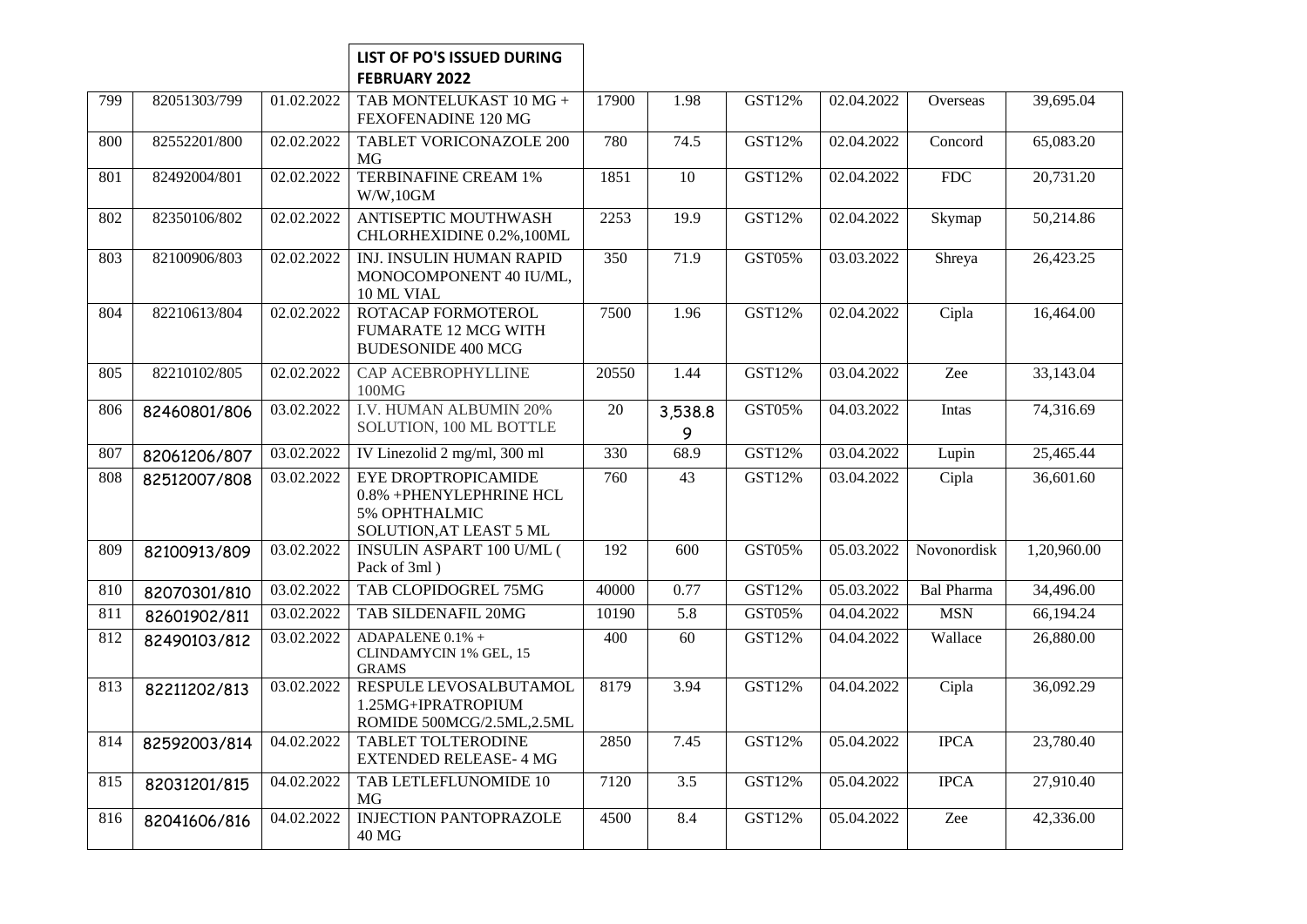**LIST OF PO'S ISSUED DURING FEBRUARY 2022**

| | | | | | | | | | |
|---|---|---|---|---|---|---|---|---|---|
| 799 | 82051303/799 | 01.02.2022 | TAB MONTELUKAST 10 MG + FEXOFENADINE 120 MG | 17900 | 1.98 | GST12% | 02.04.2022 | Overseas | 39,695.04 |
| 800 | 82552201/800 | 02.02.2022 | TABLET VORICONAZOLE 200 MG | 780 | 74.5 | GST12% | 02.04.2022 | Concord | 65,083.20 |
| 801 | 82492004/801 | 02.02.2022 | TERBINAFINE CREAM 1% W/W,10GM | 1851 | 10 | GST12% | 02.04.2022 | FDC | 20,731.20 |
| 802 | 82350106/802 | 02.02.2022 | ANTISEPTIC MOUTHWASH CHLORHEXIDINE 0.2%,100ML | 2253 | 19.9 | GST12% | 02.04.2022 | Skymap | 50,214.86 |
| 803 | 82100906/803 | 02.02.2022 | INJ. INSULIN HUMAN RAPID MONOCOMPONENT 40 IU/ML, 10 ML VIAL | 350 | 71.9 | GST05% | 03.03.2022 | Shreya | 26,423.25 |
| 804 | 82210613/804 | 02.02.2022 | ROTACAP FORMOTEROL FUMARATE 12 MCG WITH BUDESONIDE 400 MCG | 7500 | 1.96 | GST12% | 02.04.2022 | Cipla | 16,464.00 |
| 805 | 82210102/805 | 02.02.2022 | CAP ACEBROPHYLLINE 100MG | 20550 | 1.44 | GST12% | 03.04.2022 | Zee | 33,143.04 |
| 806 | 82460801/806 | 03.02.2022 | I.V. HUMAN ALBUMIN 20% SOLUTION, 100 ML BOTTLE | 20 | 3,538.89 | GST05% | 04.03.2022 | Intas | 74,316.69 |
| 807 | 82061206/807 | 03.02.2022 | IV Linezolid 2 mg/ml, 300 ml | 330 | 68.9 | GST12% | 03.04.2022 | Lupin | 25,465.44 |
| 808 | 82512007/808 | 03.02.2022 | EYE DROPTROPICAMIDE 0.8% +PHENYLEPHRINE HCL 5% OPHTHALMIC SOLUTION,AT LEAST 5 ML | 760 | 43 | GST12% | 03.04.2022 | Cipla | 36,601.60 |
| 809 | 82100913/809 | 03.02.2022 | INSULIN ASPART 100 U/ML ( Pack of 3ml ) | 192 | 600 | GST05% | 05.03.2022 | Novonordisk | 1,20,960.00 |
| 810 | 82070301/810 | 03.02.2022 | TAB CLOPIDOGREL 75MG | 40000 | 0.77 | GST12% | 05.03.2022 | Bal Pharma | 34,496.00 |
| 811 | 82601902/811 | 03.02.2022 | TAB SILDENAFIL 20MG | 10190 | 5.8 | GST05% | 04.04.2022 | MSN | 66,194.24 |
| 812 | 82490103/812 | 03.02.2022 | ADAPALENE 0.1% + CLINDAMYCIN 1% GEL, 15 GRAMS | 400 | 60 | GST12% | 04.04.2022 | Wallace | 26,880.00 |
| 813 | 82211202/813 | 03.02.2022 | RESPULE LEVOSALBUTAMOL 1.25MG+IPRATROPIUM ROMIDE 500MCG/2.5ML,2.5ML | 8179 | 3.94 | GST12% | 04.04.2022 | Cipla | 36,092.29 |
| 814 | 82592003/814 | 04.02.2022 | TABLET TOLTERODINE EXTENDED RELEASE- 4 MG | 2850 | 7.45 | GST12% | 05.04.2022 | IPCA | 23,780.40 |
| 815 | 82031201/815 | 04.02.2022 | TAB LETLEFLUNOMIDE 10 MG | 7120 | 3.5 | GST12% | 05.04.2022 | IPCA | 27,910.40 |
| 816 | 82041606/816 | 04.02.2022 | INJECTION PANTOPRAZOLE 40 MG | 4500 | 8.4 | GST12% | 05.04.2022 | Zee | 42,336.00 |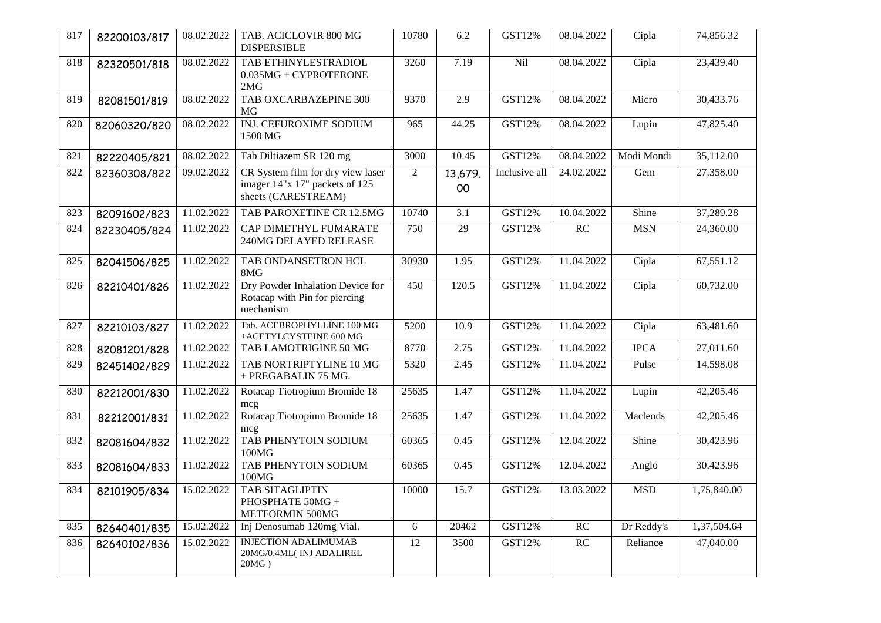| 817 | 82200103/817 | 08.02.2022 | TAB. ACICLOVIR 800 MG DISPERSIBLE | 10780 | 6.2 | GST12% | 08.04.2022 | Cipla | 74,856.32 |
|---|---|---|---|---|---|---|---|---|---|
| 818 | 82320501/818 | 08.02.2022 | TAB ETHINYLESTRADIOL 0.035MG + CYPROTERONE 2MG | 3260 | 7.19 | Nil | 08.04.2022 | Cipla | 23,439.40 |
| 819 | 82081501/819 | 08.02.2022 | TAB OXCARBAZEPINE 300 MG | 9370 | 2.9 | GST12% | 08.04.2022 | Micro | 30,433.76 |
| 820 | 82060320/820 | 08.02.2022 | INJ. CEFUROXIME SODIUM 1500 MG | 965 | 44.25 | GST12% | 08.04.2022 | Lupin | 47,825.40 |
| 821 | 82220405/821 | 08.02.2022 | Tab Diltiazem SR 120 mg | 3000 | 10.45 | GST12% | 08.04.2022 | Modi Mondi | 35,112.00 |
| 822 | 82360308/822 | 09.02.2022 | CR System film for dry view laser imager 14"x 17" packets of 125 sheets (CARESTREAM) | 2 | 13,679.00 | Inclusive all | 24.02.2022 | Gem | 27,358.00 |
| 823 | 82091602/823 | 11.02.2022 | TAB PAROXETINE CR 12.5MG | 10740 | 3.1 | GST12% | 10.04.2022 | Shine | 37,289.28 |
| 824 | 82230405/824 | 11.02.2022 | CAP DIMETHYL FUMARATE 240MG DELAYED RELEASE | 750 | 29 | GST12% | RC | MSN | 24,360.00 |
| 825 | 82041506/825 | 11.02.2022 | TAB ONDANSETRON HCL 8MG | 30930 | 1.95 | GST12% | 11.04.2022 | Cipla | 67,551.12 |
| 826 | 82210401/826 | 11.02.2022 | Dry Powder Inhalation Device for Rotacap with Pin for piercing mechanism | 450 | 120.5 | GST12% | 11.04.2022 | Cipla | 60,732.00 |
| 827 | 82210103/827 | 11.02.2022 | Tab. ACEBROPHYLLINE 100 MG +ACETYLCYSTEINE 600 MG | 5200 | 10.9 | GST12% | 11.04.2022 | Cipla | 63,481.60 |
| 828 | 82081201/828 | 11.02.2022 | TAB LAMOTRIGINE 50 MG | 8770 | 2.75 | GST12% | 11.04.2022 | IPCA | 27,011.60 |
| 829 | 82451402/829 | 11.02.2022 | TAB NORTRIPTYLINE 10 MG + PREGABALIN 75 MG. | 5320 | 2.45 | GST12% | 11.04.2022 | Pulse | 14,598.08 |
| 830 | 82212001/830 | 11.02.2022 | Rotacap Tiotropium Bromide 18 mcg | 25635 | 1.47 | GST12% | 11.04.2022 | Lupin | 42,205.46 |
| 831 | 82212001/831 | 11.02.2022 | Rotacap Tiotropium Bromide 18 mcg | 25635 | 1.47 | GST12% | 11.04.2022 | Macleods | 42,205.46 |
| 832 | 82081604/832 | 11.02.2022 | TAB PHENYTOIN SODIUM 100MG | 60365 | 0.45 | GST12% | 12.04.2022 | Shine | 30,423.96 |
| 833 | 82081604/833 | 11.02.2022 | TAB PHENYTOIN SODIUM 100MG | 60365 | 0.45 | GST12% | 12.04.2022 | Anglo | 30,423.96 |
| 834 | 82101905/834 | 15.02.2022 | TAB SITAGLIPTIN PHOSPHATE 50MG + METFORMIN 500MG | 10000 | 15.7 | GST12% | 13.03.2022 | MSD | 1,75,840.00 |
| 835 | 82640401/835 | 15.02.2022 | Inj Denosumab 120mg Vial. | 6 | 20462 | GST12% | RC | Dr Reddy's | 1,37,504.64 |
| 836 | 82640102/836 | 15.02.2022 | INJECTION ADALIMUMAB 20MG/0.4ML( INJ ADALIREL 20MG ) | 12 | 3500 | GST12% | RC | Reliance | 47,040.00 |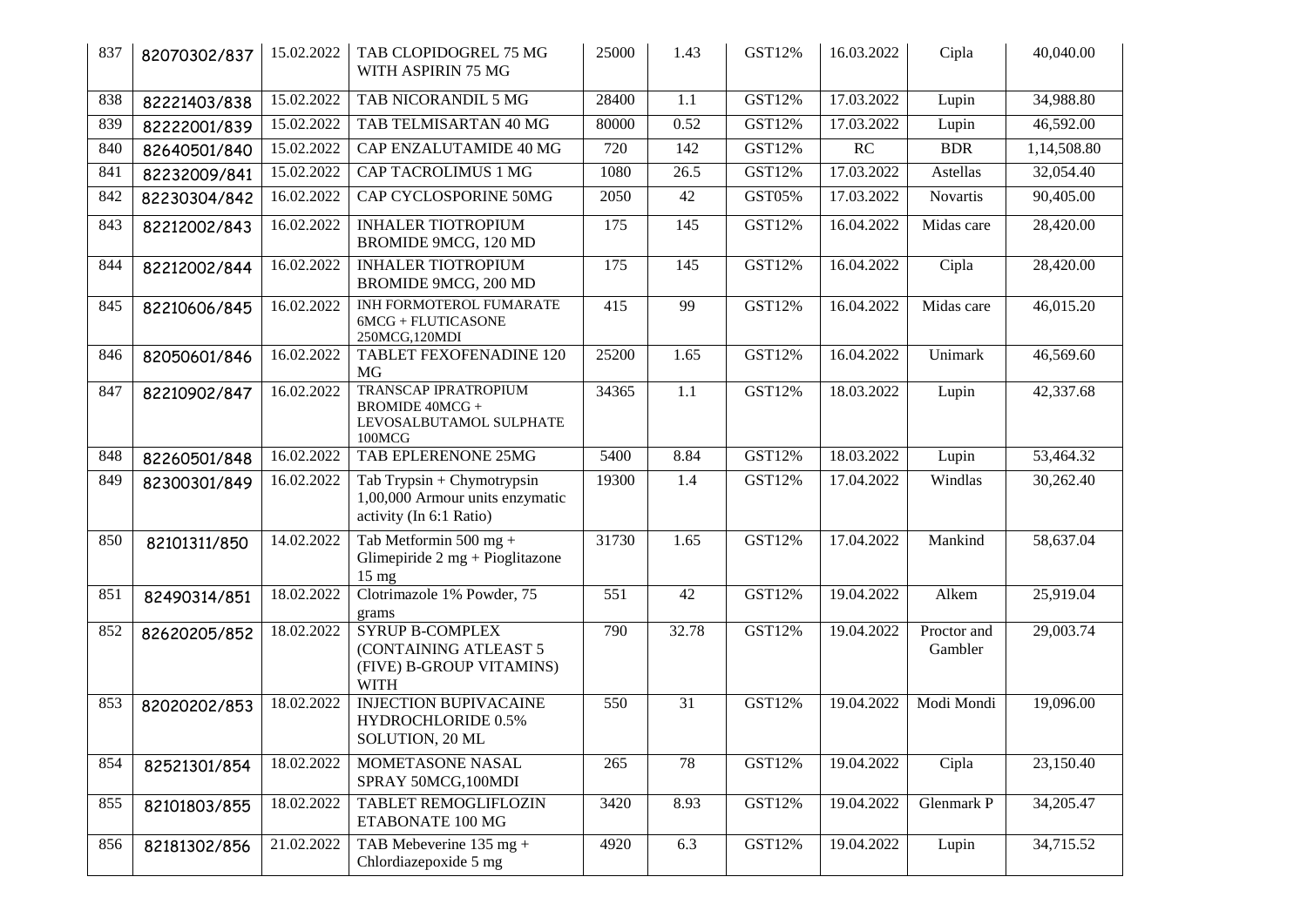| 837 | 82070302/837 | 15.02.2022 | TAB CLOPIDOGREL 75 MG WITH ASPIRIN 75 MG | 25000 | 1.43 | GST12% | 16.03.2022 | Cipla | 40,040.00 |
|---|---|---|---|---|---|---|---|---|---|
| 838 | 82221403/838 | 15.02.2022 | TAB NICORANDIL 5 MG | 28400 | 1.1 | GST12% | 17.03.2022 | Lupin | 34,988.80 |
| 839 | 82222001/839 | 15.02.2022 | TAB TELMISARTAN 40 MG | 80000 | 0.52 | GST12% | 17.03.2022 | Lupin | 46,592.00 |
| 840 | 82640501/840 | 15.02.2022 | CAP ENZALUTAMIDE 40 MG | 720 | 142 | GST12% | RC | BDR | 1,14,508.80 |
| 841 | 82232009/841 | 15.02.2022 | CAP TACROLIMUS 1 MG | 1080 | 26.5 | GST12% | 17.03.2022 | Astellas | 32,054.40 |
| 842 | 82230304/842 | 16.02.2022 | CAP CYCLOSPORINE 50MG | 2050 | 42 | GST05% | 17.03.2022 | Novartis | 90,405.00 |
| 843 | 82212002/843 | 16.02.2022 | INHALER TIOTROPIUM BROMIDE 9MCG, 120 MD | 175 | 145 | GST12% | 16.04.2022 | Midas care | 28,420.00 |
| 844 | 82212002/844 | 16.02.2022 | INHALER TIOTROPIUM BROMIDE 9MCG, 200 MD | 175 | 145 | GST12% | 16.04.2022 | Cipla | 28,420.00 |
| 845 | 82210606/845 | 16.02.2022 | INH FORMOTEROL FUMARATE 6MCG + FLUTICASONE 250MCG,120MDI | 415 | 99 | GST12% | 16.04.2022 | Midas care | 46,015.20 |
| 846 | 82050601/846 | 16.02.2022 | TABLET FEXOFENADINE 120 MG | 25200 | 1.65 | GST12% | 16.04.2022 | Unimark | 46,569.60 |
| 847 | 82210902/847 | 16.02.2022 | TRANSCAP IPRATROPIUM BROMIDE 40MCG + LEVOSALBUTAMOL SULPHATE 100MCG | 34365 | 1.1 | GST12% | 18.03.2022 | Lupin | 42,337.68 |
| 848 | 82260501/848 | 16.02.2022 | TAB EPLERENONE 25MG | 5400 | 8.84 | GST12% | 18.03.2022 | Lupin | 53,464.32 |
| 849 | 82300301/849 | 16.02.2022 | Tab Trypsin + Chymotrypsin 1,00,000 Armour units enzymatic activity (In 6:1 Ratio) | 19300 | 1.4 | GST12% | 17.04.2022 | Windlas | 30,262.40 |
| 850 | 82101311/850 | 14.02.2022 | Tab Metformin 500 mg + Glimepiride 2 mg + Pioglitazone 15 mg | 31730 | 1.65 | GST12% | 17.04.2022 | Mankind | 58,637.04 |
| 851 | 82490314/851 | 18.02.2022 | Clotrimazole 1% Powder, 75 grams | 551 | 42 | GST12% | 19.04.2022 | Alkem | 25,919.04 |
| 852 | 82620205/852 | 18.02.2022 | SYRUP B-COMPLEX (CONTAINING ATLEAST 5 (FIVE) B-GROUP VITAMINS) WITH | 790 | 32.78 | GST12% | 19.04.2022 | Proctor and Gambler | 29,003.74 |
| 853 | 82020202/853 | 18.02.2022 | INJECTION BUPIVACAINE HYDROCHLORIDE 0.5% SOLUTION, 20 ML | 550 | 31 | GST12% | 19.04.2022 | Modi Mondi | 19,096.00 |
| 854 | 82521301/854 | 18.02.2022 | MOMETASONE NASAL SPRAY 50MCG,100MDI | 265 | 78 | GST12% | 19.04.2022 | Cipla | 23,150.40 |
| 855 | 82101803/855 | 18.02.2022 | TABLET REMOGLIFLOZIN ETABONATE 100 MG | 3420 | 8.93 | GST12% | 19.04.2022 | Glenmark P | 34,205.47 |
| 856 | 82181302/856 | 21.02.2022 | TAB Mebeverine 135 mg + Chlordiazepoxide 5 mg | 4920 | 6.3 | GST12% | 19.04.2022 | Lupin | 34,715.52 |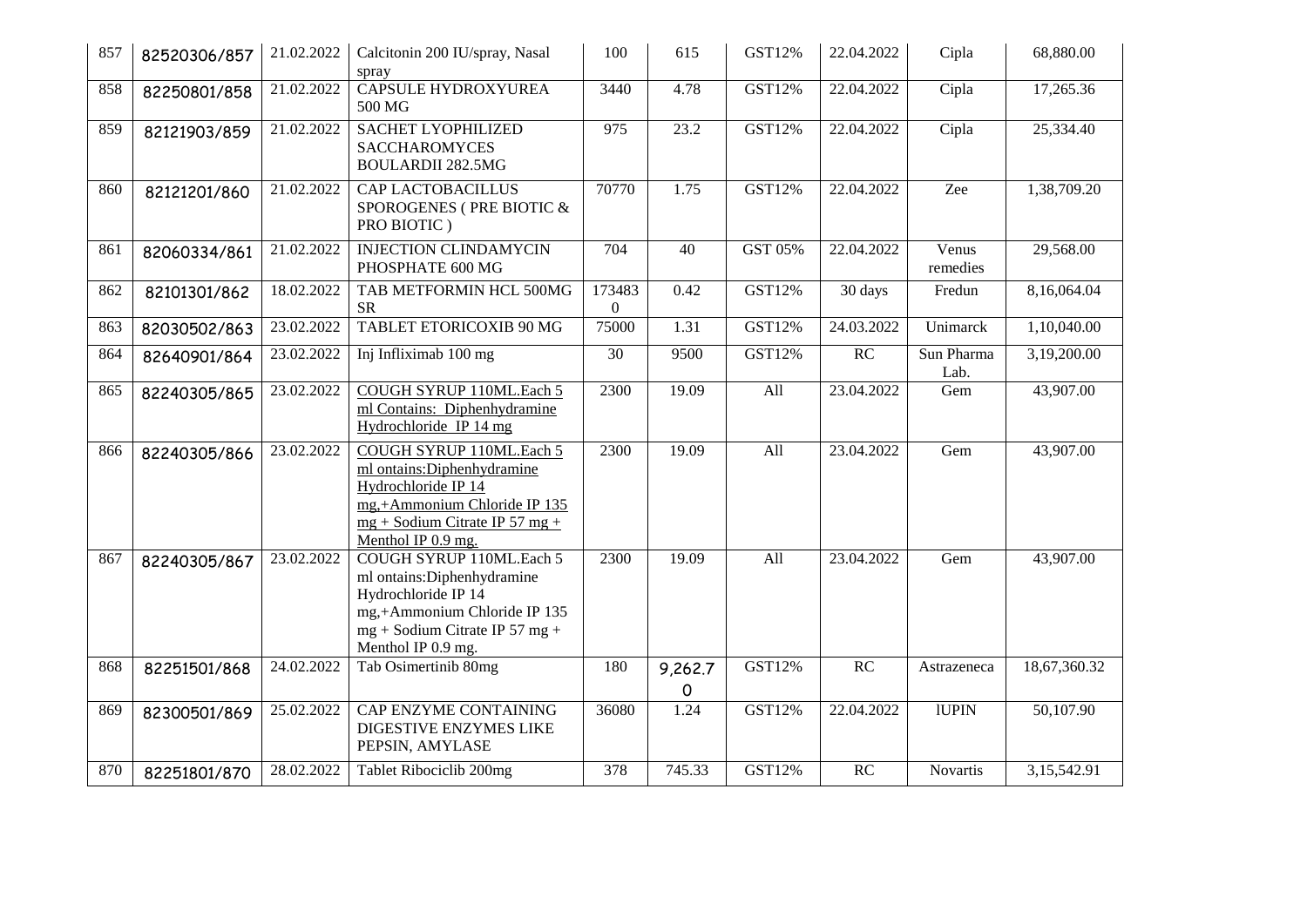| | | | | | | | | | |
|---|---|---|---|---|---|---|---|---|---|
| 857 | 82520306/857 | 21.02.2022 | Calcitonin 200 IU/spray, Nasal spray | 100 | 615 | GST12% | 22.04.2022 | Cipla | 68,880.00 |
| 858 | 82250801/858 | 21.02.2022 | CAPSULE HYDROXYUREA 500 MG | 3440 | 4.78 | GST12% | 22.04.2022 | Cipla | 17,265.36 |
| 859 | 82121903/859 | 21.02.2022 | SACHET LYOPHILIZED SACCHAROMYCES BOULARDII 282.5MG | 975 | 23.2 | GST12% | 22.04.2022 | Cipla | 25,334.40 |
| 860 | 82121201/860 | 21.02.2022 | CAP LACTOBACILLUS SPOROGENES ( PRE BIOTIC & PRO BIOTIC ) | 70770 | 1.75 | GST12% | 22.04.2022 | Zee | 1,38,709.20 |
| 861 | 82060334/861 | 21.02.2022 | INJECTION CLINDAMYCIN PHOSPHATE 600 MG | 704 | 40 | GST 05% | 22.04.2022 | Venus remedies | 29,568.00 |
| 862 | 82101301/862 | 18.02.2022 | TAB METFORMIN HCL 500MG SR | 1734830 | 0.42 | GST12% | 30 days | Fredun | 8,16,064.04 |
| 863 | 82030502/863 | 23.02.2022 | TABLET ETORICOXIB 90 MG | 75000 | 1.31 | GST12% | 24.03.2022 | Unimarck | 1,10,040.00 |
| 864 | 82640901/864 | 23.02.2022 | Inj Infliximab 100 mg | 30 | 9500 | GST12% | RC | Sun Pharma Lab. | 3,19,200.00 |
| 865 | 82240305/865 | 23.02.2022 | COUGH SYRUP 110ML.Each 5 ml Contains: Diphenhydramine Hydrochloride IP 14 mg | 2300 | 19.09 | All | 23.04.2022 | Gem | 43,907.00 |
| 866 | 82240305/866 | 23.02.2022 | COUGH SYRUP 110ML.Each 5 ml ontains:Diphenhydramine Hydrochloride IP 14 mg,+Ammonium Chloride IP 135 mg + Sodium Citrate IP 57 mg + Menthol IP 0.9 mg. | 2300 | 19.09 | All | 23.04.2022 | Gem | 43,907.00 |
| 867 | 82240305/867 | 23.02.2022 | COUGH SYRUP 110ML.Each 5 ml ontains:Diphenhydramine Hydrochloride IP 14 mg,+Ammonium Chloride IP 135 mg + Sodium Citrate IP 57 mg + Menthol IP 0.9 mg. | 2300 | 19.09 | All | 23.04.2022 | Gem | 43,907.00 |
| 868 | 82251501/868 | 24.02.2022 | Tab Osimertinib 80mg | 180 | 9,262.70 | GST12% | RC | Astrazeneca | 18,67,360.32 |
| 869 | 82300501/869 | 25.02.2022 | CAP ENZYME CONTAINING DIGESTIVE ENZYMES LIKE PEPSIN, AMYLASE | 36080 | 1.24 | GST12% | 22.04.2022 | lUPIN | 50,107.90 |
| 870 | 82251801/870 | 28.02.2022 | Tablet Ribociclib 200mg | 378 | 745.33 | GST12% | RC | Novartis | 3,15,542.91 |